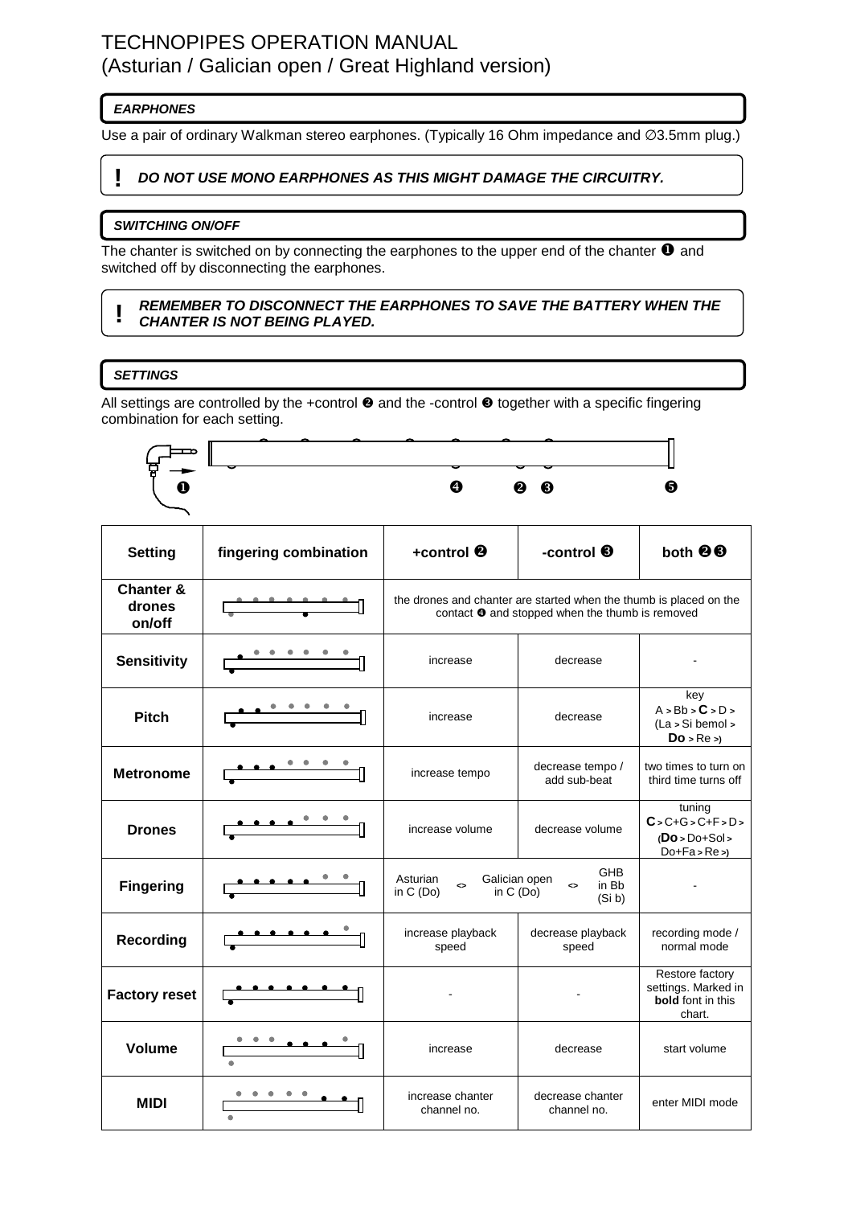# TECHNOPIPES OPERATION MANUAL
(Asturian / Galician open / Great Highland version)

## *EARPHONES*

Use a pair of ordinary Walkman stereo earphones. (Typically 16 Ohm impedance and ∅3.5mm plug.)

**!** ***DO NOT USE MONO EARPHONES AS THIS MIGHT DAMAGE THE CIRCUITRY.***

## *SWITCHING ON/OFF*

The chanter is switched on by connecting the earphones to the upper end of the chanter ❶ and switched off by disconnecting the earphones.

**!** ***REMEMBER TO DISCONNECT THE EARPHONES TO SAVE THE BATTERY WHEN THE CHANTER IS NOT BEING PLAYED.***

## *SETTINGS*

All settings are controlled by the +control ❷ and the -control ❸ together with a specific fingering combination for each setting.

❶ ❹ ❷ ❸ ❺

| Setting | fingering combination | +control ❷ | -control ❸ | both ❷❸ |
|---|---|---|---|---|
| **Chanter & drones on/off** | | the drones and chanter are started when the thumb is placed on the contact ❹ and stopped when the thumb is removed | | |
| **Sensitivity** | | increase | decrease | - |
| **Pitch** | | increase | decrease | key A > Bb > **C** > D > (La > Si bemol > **Do** > Re >) |
| **Metronome** | | increase tempo | decrease tempo / add sub-beat | two times to turn on third time turns off |
| **Drones** | | increase volume | decrease volume | tuning **C** > C+G > C+F > D > (**Do** > Do+Sol > Do+Fa > Re >) |
| **Fingering** | | Asturian in C (Do) <> Galician open in C (Do) <> GHB in Bb (Si b) | | - |
| **Recording** | | increase playback speed | decrease playback speed | recording mode / normal mode |
| **Factory reset** | | - | - | Restore factory settings. Marked in **bold** font in this chart. |
| **Volume** | | increase | decrease | start volume |
| **MIDI** | | increase chanter channel no. | decrease chanter channel no. | enter MIDI mode |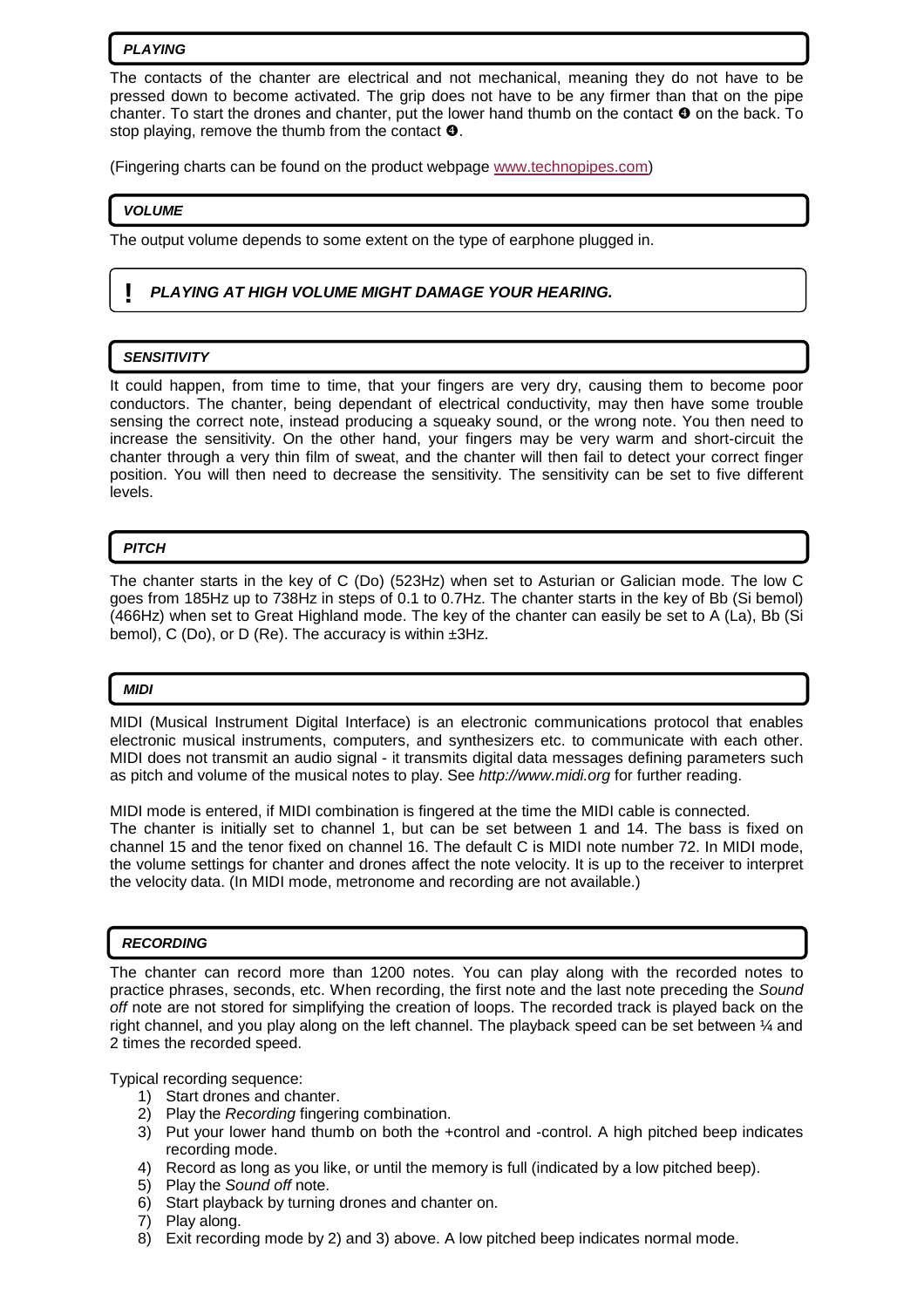### *PLAYING*

The contacts of the chanter are electrical and not mechanical, meaning they do not have to be pressed down to become activated. The grip does not have to be any firmer than that on the pipe chanter. To start the drones and chanter, put the lower hand thumb on the contact ❹ on the back. To stop playing, remove the thumb from the contact ❹.

(Fingering charts can be found on the product webpage www.technopipes.com)

### *VOLUME*

The output volume depends to some extent on the type of earphone plugged in.

**! *PLAYING AT HIGH VOLUME MIGHT DAMAGE YOUR HEARING.***

### *SENSITIVITY*

It could happen, from time to time, that your fingers are very dry, causing them to become poor conductors. The chanter, being dependant of electrical conductivity, may then have some trouble sensing the correct note, instead producing a squeaky sound, or the wrong note. You then need to increase the sensitivity. On the other hand, your fingers may be very warm and short-circuit the chanter through a very thin film of sweat, and the chanter will then fail to detect your correct finger position. You will then need to decrease the sensitivity. The sensitivity can be set to five different levels.

### *PITCH*

The chanter starts in the key of C (Do) (523Hz) when set to Asturian or Galician mode. The low C goes from 185Hz up to 738Hz in steps of 0.1 to 0.7Hz. The chanter starts in the key of Bb (Si bemol) (466Hz) when set to Great Highland mode. The key of the chanter can easily be set to A (La), Bb (Si bemol), C (Do), or D (Re). The accuracy is within ±3Hz.

### *MIDI*

MIDI (Musical Instrument Digital Interface) is an electronic communications protocol that enables electronic musical instruments, computers, and synthesizers etc. to communicate with each other. MIDI does not transmit an audio signal - it transmits digital data messages defining parameters such as pitch and volume of the musical notes to play. See *http://www.midi.org* for further reading.

MIDI mode is entered, if MIDI combination is fingered at the time the MIDI cable is connected.
The chanter is initially set to channel 1, but can be set between 1 and 14. The bass is fixed on channel 15 and the tenor fixed on channel 16. The default C is MIDI note number 72. In MIDI mode, the volume settings for chanter and drones affect the note velocity. It is up to the receiver to interpret the velocity data. (In MIDI mode, metronome and recording are not available.)

### *RECORDING*

The chanter can record more than 1200 notes. You can play along with the recorded notes to practice phrases, seconds, etc. When recording, the first note and the last note preceding the *Sound off* note are not stored for simplifying the creation of loops. The recorded track is played back on the right channel, and you play along on the left channel. The playback speed can be set between ¼ and 2 times the recorded speed.

Typical recording sequence:

1) Start drones and chanter.
2) Play the *Recording* fingering combination.
3) Put your lower hand thumb on both the +control and -control. A high pitched beep indicates recording mode.
4) Record as long as you like, or until the memory is full (indicated by a low pitched beep).
5) Play the *Sound off* note.
6) Start playback by turning drones and chanter on.
7) Play along.
8) Exit recording mode by 2) and 3) above. A low pitched beep indicates normal mode.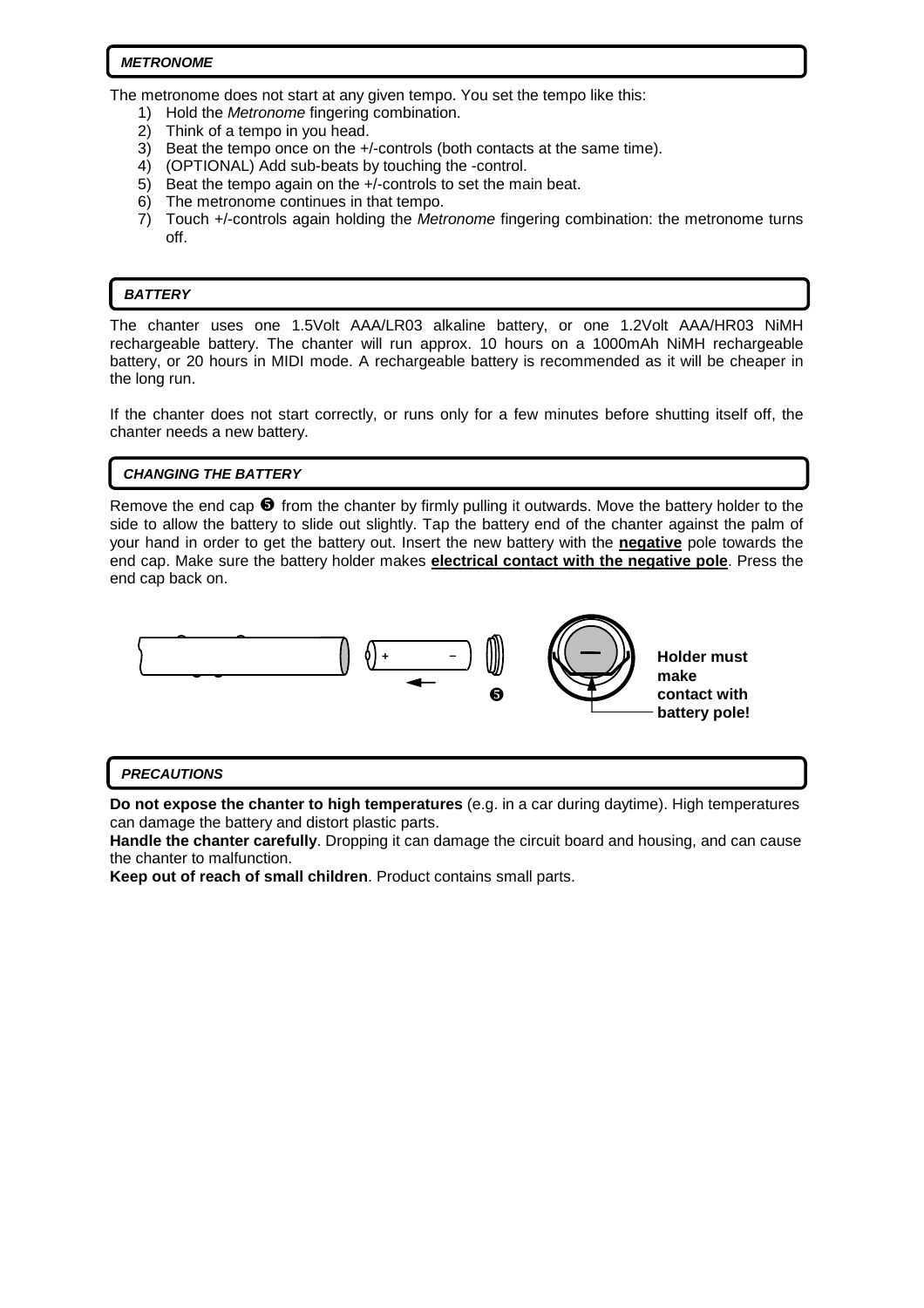## *METRONOME*

The metronome does not start at any given tempo. You set the tempo like this:

1) Hold the *Metronome* fingering combination.
2) Think of a tempo in you head.
3) Beat the tempo once on the +/-controls (both contacts at the same time).
4) (OPTIONAL) Add sub-beats by touching the -control.
5) Beat the tempo again on the +/-controls to set the main beat.
6) The metronome continues in that tempo.
7) Touch +/-controls again holding the *Metronome* fingering combination: the metronome turns off.

## *BATTERY*

The chanter uses one 1.5Volt AAA/LR03 alkaline battery, or one 1.2Volt AAA/HR03 NiMH rechargeable battery. The chanter will run approx. 10 hours on a 1000mAh NiMH rechargeable battery, or 20 hours in MIDI mode. A rechargeable battery is recommended as it will be cheaper in the long run.

If the chanter does not start correctly, or runs only for a few minutes before shutting itself off, the chanter needs a new battery.

## *CHANGING THE BATTERY*

Remove the end cap ❺ from the chanter by firmly pulling it outwards. Move the battery holder to the side to allow the battery to slide out slightly. Tap the battery end of the chanter against the palm of your hand in order to get the battery out. Insert the new battery with the **negative** pole towards the end cap. Make sure the battery holder makes **electrical contact with the negative pole**. Press the end cap back on.

❺

**Holder must make contact with battery pole!**

## *PRECAUTIONS*

**Do not expose the chanter to high temperatures** (e.g. in a car during daytime). High temperatures can damage the battery and distort plastic parts.

**Handle the chanter carefully**. Dropping it can damage the circuit board and housing, and can cause the chanter to malfunction.

**Keep out of reach of small children**. Product contains small parts.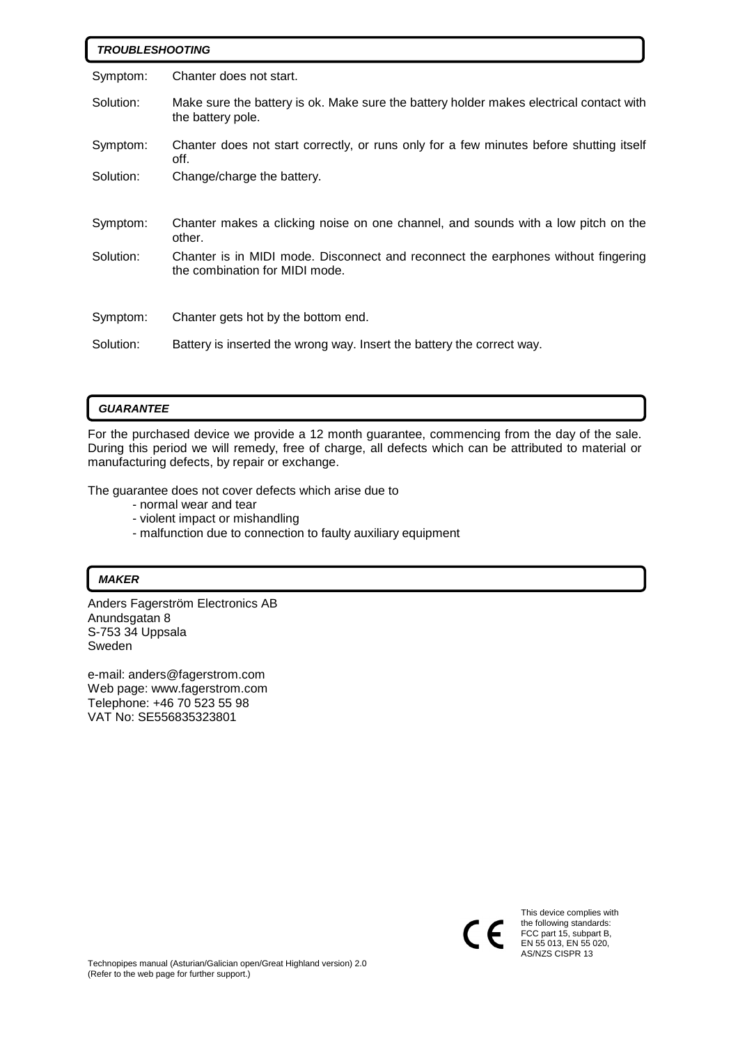## TROUBLESHOOTING

| | |
|---|---|
| Symptom: | Chanter does not start. |
| Solution: | Make sure the battery is ok. Make sure the battery holder makes electrical contact with the battery pole. |
| Symptom: | Chanter does not start correctly, or runs only for a few minutes before shutting itself off. |
| Solution: | Change/charge the battery. |
| Symptom: | Chanter makes a clicking noise on one channel, and sounds with a low pitch on the other. |
| Solution: | Chanter is in MIDI mode. Disconnect and reconnect the earphones without fingering the combination for MIDI mode. |
| Symptom: | Chanter gets hot by the bottom end. |
| Solution: | Battery is inserted the wrong way. Insert the battery the correct way. |

## GUARANTEE

For the purchased device we provide a 12 month guarantee, commencing from the day of the sale. During this period we will remedy, free of charge, all defects which can be attributed to material or manufacturing defects, by repair or exchange.

The guarantee does not cover defects which arise due to

- normal wear and tear
- violent impact or mishandling
- malfunction due to connection to faulty auxiliary equipment

## MAKER

Anders Fagerström Electronics AB
Anundsgatan 8
S-753 34 Uppsala
Sweden

e-mail: anders@fagerstrom.com
Web page: www.fagerstrom.com
Telephone: +46 70 523 55 98
VAT No: SE556835323801

CE

This device complies with the following standards: FCC part 15, subpart B, EN 55 013, EN 55 020, AS/NZS CISPR 13

Technopipes manual (Asturian/Galician open/Great Highland version) 2.0
(Refer to the web page for further support.)